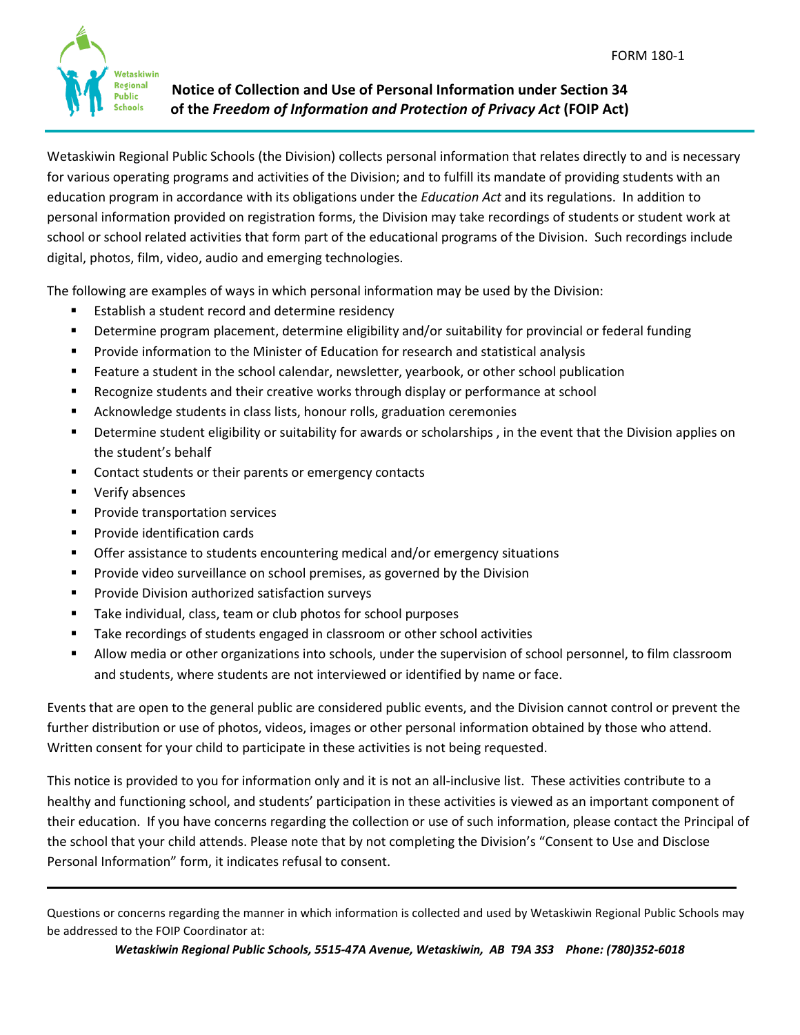FORM 180-1

# Notice of Collection and Use of Personal Information under Section 34 of the *Freedom of Information and Protection of Privacy Act* (FOIP Act)

Wetaskiwin Regional Public Schools (the Division) collects personal information that relates directly to and is necessary for various operating programs and activities of the Division; and to fulfill its mandate of providing students with an education program in accordance with its obligations under the *Education Act* and its regulations. In addition to personal information provided on registration forms, the Division may take recordings of students or student work at school or school related activities that form part of the educational programs of the Division. Such recordings include digital, photos, film, video, audio and emerging technologies.

The following are examples of ways in which personal information may be used by the Division:

- Establish a student record and determine residency
- Determine program placement, determine eligibility and/or suitability for provincial or federal funding
- Provide information to the Minister of Education for research and statistical analysis
- Feature a student in the school calendar, newsletter, yearbook, or other school publication
- Recognize students and their creative works through display or performance at school
- Acknowledge students in class lists, honour rolls, graduation ceremonies
- Determine student eligibility or suitability for awards or scholarships , in the event that the Division applies on the student's behalf
- Contact students or their parents or emergency contacts
- Verify absences
- Provide transportation services
- Provide identification cards
- Offer assistance to students encountering medical and/or emergency situations
- Provide video surveillance on school premises, as governed by the Division
- Provide Division authorized satisfaction surveys
- Take individual, class, team or club photos for school purposes
- Take recordings of students engaged in classroom or other school activities
- Allow media or other organizations into schools, under the supervision of school personnel, to film classroom and students, where students are not interviewed or identified by name or face.

Events that are open to the general public are considered public events, and the Division cannot control or prevent the further distribution or use of photos, videos, images or other personal information obtained by those who attend. Written consent for your child to participate in these activities is not being requested.

This notice is provided to you for information only and it is not an all-inclusive list. These activities contribute to a healthy and functioning school, and students' participation in these activities is viewed as an important component of their education. If you have concerns regarding the collection or use of such information, please contact the Principal of the school that your child attends. Please note that by not completing the Division's "Consent to Use and Disclose Personal Information" form, it indicates refusal to consent.

---

Questions or concerns regarding the manner in which information is collected and used by Wetaskiwin Regional Public Schools may be addressed to the FOIP Coordinator at:

***Wetaskiwin Regional Public Schools, 5515-47A Avenue, Wetaskiwin, AB T9A 3S3 Phone: (780)352-6018***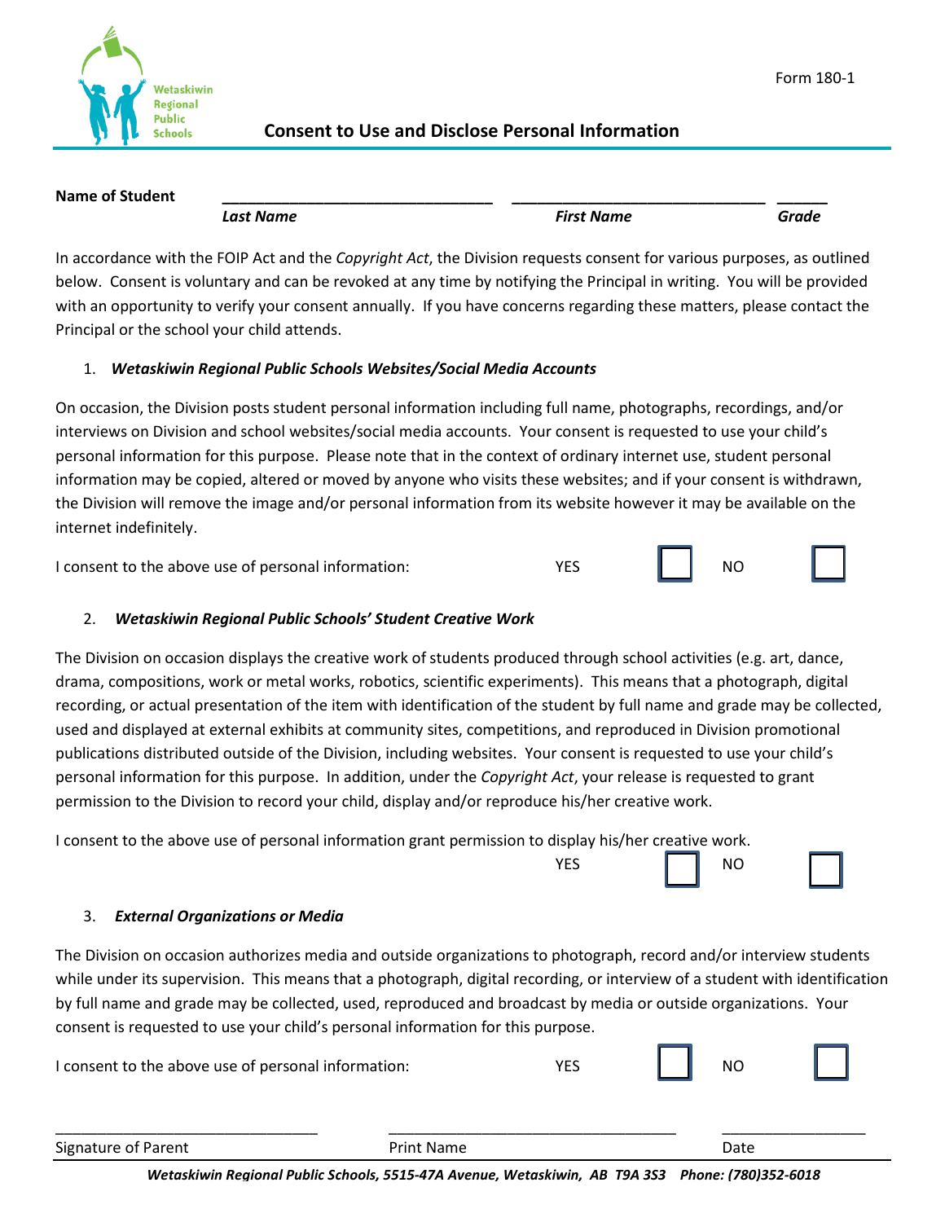Wetaskiwin Regional Public Schools

Form 180-1

# Consent to Use and Disclose Personal Information

**Name of Student** \_\_\_\_\_\_\_\_\_\_\_\_\_\_\_\_\_\_\_\_\_\_\_\_\_\_\_\_\_\_\_\_ \_\_\_\_\_\_\_\_\_\_\_\_\_\_\_\_\_\_\_\_\_\_\_\_\_\_\_\_\_\_ \_\_\_\_\_\_

***Last Name*** ***First Name*** ***Grade***

In accordance with the FOIP Act and the *Copyright Act*, the Division requests consent for various purposes, as outlined below. Consent is voluntary and can be revoked at any time by notifying the Principal in writing. You will be provided with an opportunity to verify your consent annually. If you have concerns regarding these matters, please contact the Principal or the school your child attends.

1. ***Wetaskiwin Regional Public Schools Websites/Social Media Accounts***

On occasion, the Division posts student personal information including full name, photographs, recordings, and/or interviews on Division and school websites/social media accounts. Your consent is requested to use your child's personal information for this purpose. Please note that in the context of ordinary internet use, student personal information may be copied, altered or moved by anyone who visits these websites; and if your consent is withdrawn, the Division will remove the image and/or personal information from its website however it may be available on the internet indefinitely.

I consent to the above use of personal information: YES ☐ NO ☐

2. ***Wetaskiwin Regional Public Schools' Student Creative Work***

The Division on occasion displays the creative work of students produced through school activities (e.g. art, dance, drama, compositions, work or metal works, robotics, scientific experiments). This means that a photograph, digital recording, or actual presentation of the item with identification of the student by full name and grade may be collected, used and displayed at external exhibits at community sites, competitions, and reproduced in Division promotional publications distributed outside of the Division, including websites. Your consent is requested to use your child's personal information for this purpose. In addition, under the *Copyright Act*, your release is requested to grant permission to the Division to record your child, display and/or reproduce his/her creative work.

I consent to the above use of personal information grant permission to display his/her creative work.
YES ☐ NO ☐

3. ***External Organizations or Media***

The Division on occasion authorizes media and outside organizations to photograph, record and/or interview students while under its supervision. This means that a photograph, digital recording, or interview of a student with identification by full name and grade may be collected, used, reproduced and broadcast by media or outside organizations. Your consent is requested to use your child's personal information for this purpose.

I consent to the above use of personal information: YES ☐ NO ☐

\_\_\_\_\_\_\_\_\_\_\_\_\_\_\_\_\_\_\_\_\_\_\_\_\_\_\_\_\_\_\_\_ \_\_\_\_\_\_\_\_\_\_\_\_\_\_\_\_\_\_\_\_\_\_\_\_\_\_\_\_\_\_\_\_\_\_\_ \_\_\_\_\_\_\_\_\_\_\_\_\_\_\_\_\_

Signature of Parent Print Name Date

***Wetaskiwin Regional Public Schools, 5515-47A Avenue, Wetaskiwin, AB T9A 3S3 Phone: (780)352-6018***